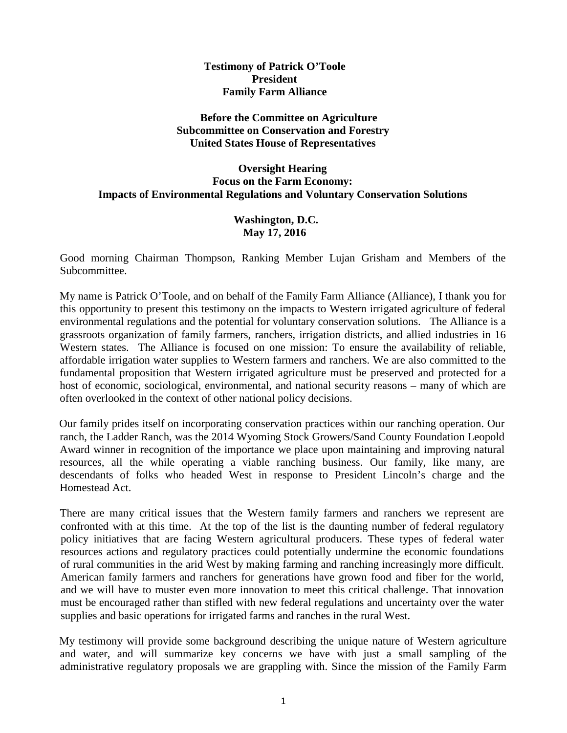**Testimony of Patrick O'Toole**
**President**
**Family Farm Alliance**

**Before the Committee on Agriculture**
**Subcommittee on Conservation and Forestry**
**United States House of Representatives**

**Oversight Hearing**
**Focus on the Farm Economy:**
**Impacts of Environmental Regulations and Voluntary Conservation Solutions**

**Washington, D.C.**
**May 17, 2016**

Good morning Chairman Thompson, Ranking Member Lujan Grisham and Members of the Subcommittee.

My name is Patrick O'Toole, and on behalf of the Family Farm Alliance (Alliance), I thank you for this opportunity to present this testimony on the impacts to Western irrigated agriculture of federal environmental regulations and the potential for voluntary conservation solutions. The Alliance is a grassroots organization of family farmers, ranchers, irrigation districts, and allied industries in 16 Western states. The Alliance is focused on one mission: To ensure the availability of reliable, affordable irrigation water supplies to Western farmers and ranchers. We are also committed to the fundamental proposition that Western irrigated agriculture must be preserved and protected for a host of economic, sociological, environmental, and national security reasons – many of which are often overlooked in the context of other national policy decisions.

Our family prides itself on incorporating conservation practices within our ranching operation. Our ranch, the Ladder Ranch, was the 2014 Wyoming Stock Growers/Sand County Foundation Leopold Award winner in recognition of the importance we place upon maintaining and improving natural resources, all the while operating a viable ranching business. Our family, like many, are descendants of folks who headed West in response to President Lincoln's charge and the Homestead Act.

There are many critical issues that the Western family farmers and ranchers we represent are confronted with at this time. At the top of the list is the daunting number of federal regulatory policy initiatives that are facing Western agricultural producers. These types of federal water resources actions and regulatory practices could potentially undermine the economic foundations of rural communities in the arid West by making farming and ranching increasingly more difficult. American family farmers and ranchers for generations have grown food and fiber for the world, and we will have to muster even more innovation to meet this critical challenge. That innovation must be encouraged rather than stifled with new federal regulations and uncertainty over the water supplies and basic operations for irrigated farms and ranches in the rural West.

My testimony will provide some background describing the unique nature of Western agriculture and water, and will summarize key concerns we have with just a small sampling of the administrative regulatory proposals we are grappling with. Since the mission of the Family Farm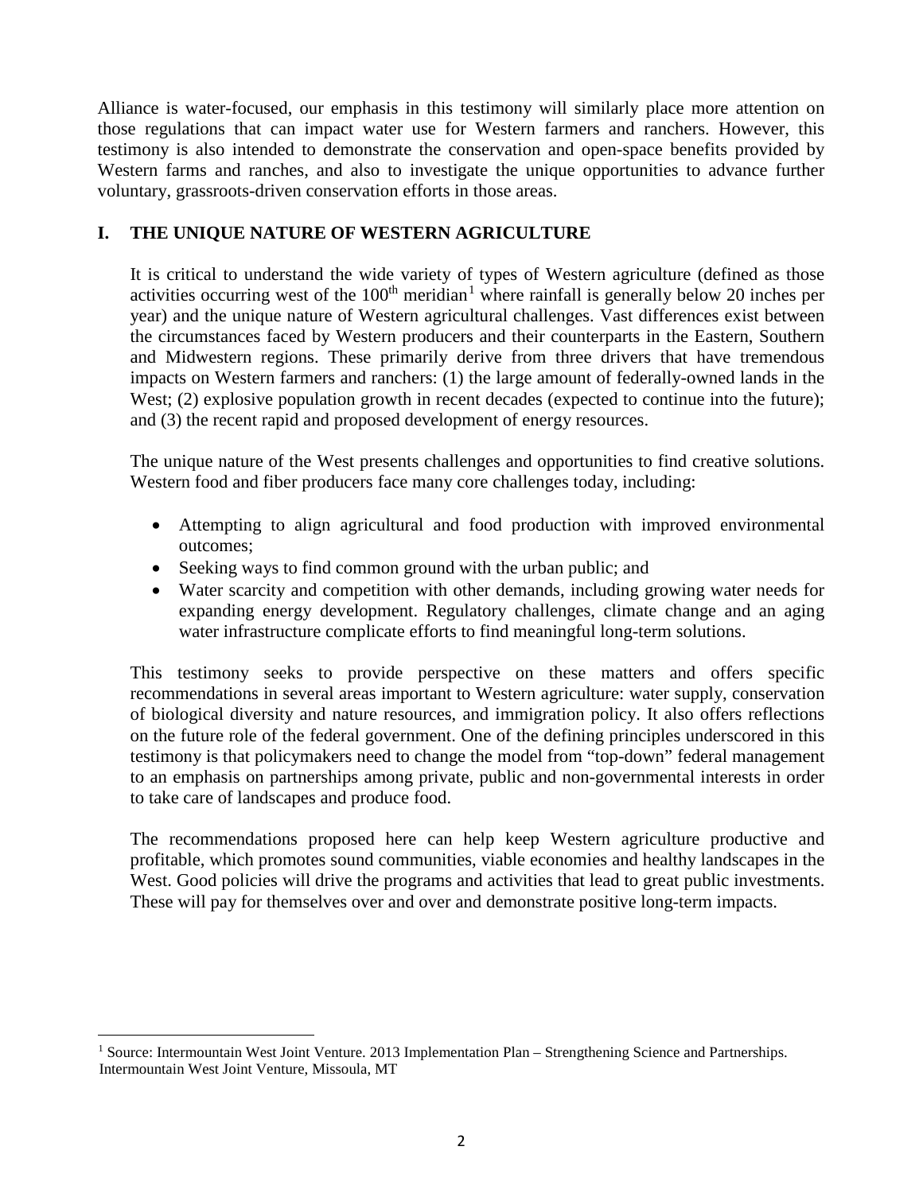Alliance is water-focused, our emphasis in this testimony will similarly place more attention on those regulations that can impact water use for Western farmers and ranchers. However, this testimony is also intended to demonstrate the conservation and open-space benefits provided by Western farms and ranches, and also to investigate the unique opportunities to advance further voluntary, grassroots-driven conservation efforts in those areas.

## I. THE UNIQUE NATURE OF WESTERN AGRICULTURE

It is critical to understand the wide variety of types of Western agriculture (defined as those activities occurring west of the 100th meridian[1] where rainfall is generally below 20 inches per year) and the unique nature of Western agricultural challenges. Vast differences exist between the circumstances faced by Western producers and their counterparts in the Eastern, Southern and Midwestern regions. These primarily derive from three drivers that have tremendous impacts on Western farmers and ranchers: (1) the large amount of federally-owned lands in the West; (2) explosive population growth in recent decades (expected to continue into the future); and (3) the recent rapid and proposed development of energy resources.

The unique nature of the West presents challenges and opportunities to find creative solutions. Western food and fiber producers face many core challenges today, including:

- Attempting to align agricultural and food production with improved environmental outcomes;
- Seeking ways to find common ground with the urban public; and
- Water scarcity and competition with other demands, including growing water needs for expanding energy development. Regulatory challenges, climate change and an aging water infrastructure complicate efforts to find meaningful long-term solutions.

This testimony seeks to provide perspective on these matters and offers specific recommendations in several areas important to Western agriculture: water supply, conservation of biological diversity and nature resources, and immigration policy. It also offers reflections on the future role of the federal government. One of the defining principles underscored in this testimony is that policymakers need to change the model from "top-down" federal management to an emphasis on partnerships among private, public and non-governmental interests in order to take care of landscapes and produce food.

The recommendations proposed here can help keep Western agriculture productive and profitable, which promotes sound communities, viable economies and healthy landscapes in the West. Good policies will drive the programs and activities that lead to great public investments. These will pay for themselves over and over and demonstrate positive long-term impacts.

---

[1] Source: Intermountain West Joint Venture. 2013 Implementation Plan – Strengthening Science and Partnerships. Intermountain West Joint Venture, Missoula, MT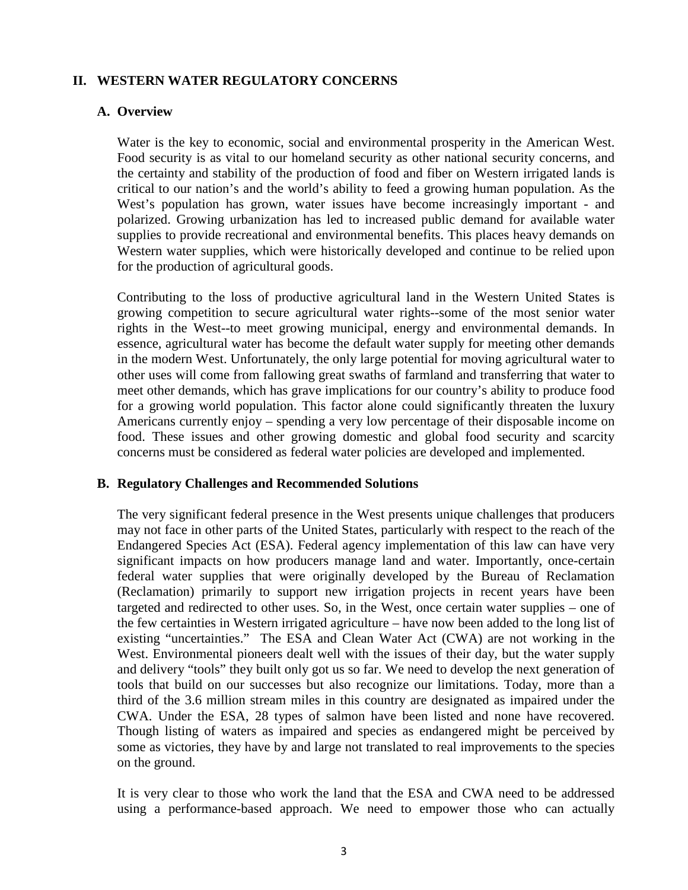## II. WESTERN WATER REGULATORY CONCERNS

### A. Overview

Water is the key to economic, social and environmental prosperity in the American West. Food security is as vital to our homeland security as other national security concerns, and the certainty and stability of the production of food and fiber on Western irrigated lands is critical to our nation's and the world's ability to feed a growing human population. As the West's population has grown, water issues have become increasingly important - and polarized. Growing urbanization has led to increased public demand for available water supplies to provide recreational and environmental benefits. This places heavy demands on Western water supplies, which were historically developed and continue to be relied upon for the production of agricultural goods.

Contributing to the loss of productive agricultural land in the Western United States is growing competition to secure agricultural water rights--some of the most senior water rights in the West--to meet growing municipal, energy and environmental demands. In essence, agricultural water has become the default water supply for meeting other demands in the modern West. Unfortunately, the only large potential for moving agricultural water to other uses will come from fallowing great swaths of farmland and transferring that water to meet other demands, which has grave implications for our country's ability to produce food for a growing world population. This factor alone could significantly threaten the luxury Americans currently enjoy – spending a very low percentage of their disposable income on food. These issues and other growing domestic and global food security and scarcity concerns must be considered as federal water policies are developed and implemented.

### B. Regulatory Challenges and Recommended Solutions

The very significant federal presence in the West presents unique challenges that producers may not face in other parts of the United States, particularly with respect to the reach of the Endangered Species Act (ESA). Federal agency implementation of this law can have very significant impacts on how producers manage land and water. Importantly, once-certain federal water supplies that were originally developed by the Bureau of Reclamation (Reclamation) primarily to support new irrigation projects in recent years have been targeted and redirected to other uses. So, in the West, once certain water supplies – one of the few certainties in Western irrigated agriculture – have now been added to the long list of existing "uncertainties." The ESA and Clean Water Act (CWA) are not working in the West. Environmental pioneers dealt well with the issues of their day, but the water supply and delivery "tools" they built only got us so far. We need to develop the next generation of tools that build on our successes but also recognize our limitations. Today, more than a third of the 3.6 million stream miles in this country are designated as impaired under the CWA. Under the ESA, 28 types of salmon have been listed and none have recovered. Though listing of waters as impaired and species as endangered might be perceived by some as victories, they have by and large not translated to real improvements to the species on the ground.

It is very clear to those who work the land that the ESA and CWA need to be addressed using a performance-based approach. We need to empower those who can actually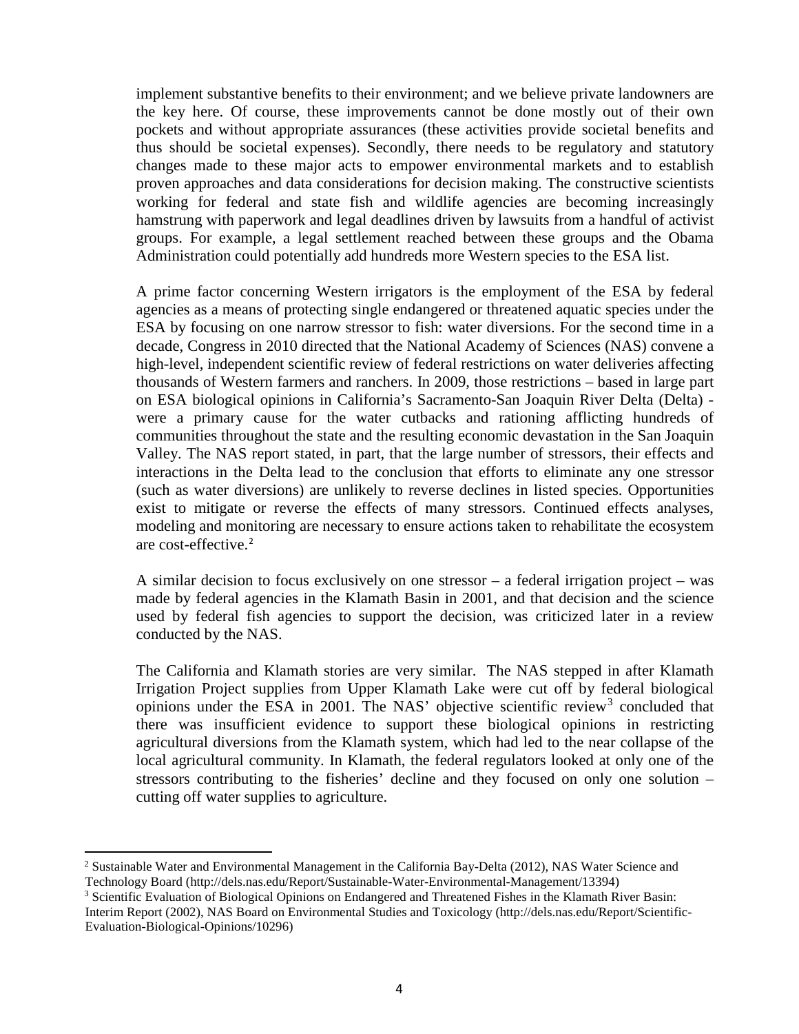implement substantive benefits to their environment; and we believe private landowners are the key here. Of course, these improvements cannot be done mostly out of their own pockets and without appropriate assurances (these activities provide societal benefits and thus should be societal expenses). Secondly, there needs to be regulatory and statutory changes made to these major acts to empower environmental markets and to establish proven approaches and data considerations for decision making. The constructive scientists working for federal and state fish and wildlife agencies are becoming increasingly hamstrung with paperwork and legal deadlines driven by lawsuits from a handful of activist groups. For example, a legal settlement reached between these groups and the Obama Administration could potentially add hundreds more Western species to the ESA list.

A prime factor concerning Western irrigators is the employment of the ESA by federal agencies as a means of protecting single endangered or threatened aquatic species under the ESA by focusing on one narrow stressor to fish: water diversions. For the second time in a decade, Congress in 2010 directed that the National Academy of Sciences (NAS) convene a high-level, independent scientific review of federal restrictions on water deliveries affecting thousands of Western farmers and ranchers. In 2009, those restrictions – based in large part on ESA biological opinions in California's Sacramento-San Joaquin River Delta (Delta) - were a primary cause for the water cutbacks and rationing afflicting hundreds of communities throughout the state and the resulting economic devastation in the San Joaquin Valley. The NAS report stated, in part, that the large number of stressors, their effects and interactions in the Delta lead to the conclusion that efforts to eliminate any one stressor (such as water diversions) are unlikely to reverse declines in listed species. Opportunities exist to mitigate or reverse the effects of many stressors. Continued effects analyses, modeling and monitoring are necessary to ensure actions taken to rehabilitate the ecosystem are cost-effective.[2]

A similar decision to focus exclusively on one stressor – a federal irrigation project – was made by federal agencies in the Klamath Basin in 2001, and that decision and the science used by federal fish agencies to support the decision, was criticized later in a review conducted by the NAS.

The California and Klamath stories are very similar. The NAS stepped in after Klamath Irrigation Project supplies from Upper Klamath Lake were cut off by federal biological opinions under the ESA in 2001. The NAS' objective scientific review[3] concluded that there was insufficient evidence to support these biological opinions in restricting agricultural diversions from the Klamath system, which had led to the near collapse of the local agricultural community. In Klamath, the federal regulators looked at only one of the stressors contributing to the fisheries' decline and they focused on only one solution – cutting off water supplies to agriculture.

---

[2] Sustainable Water and Environmental Management in the California Bay-Delta (2012), NAS Water Science and Technology Board (http://dels.nas.edu/Report/Sustainable-Water-Environmental-Management/13394)

[3] Scientific Evaluation of Biological Opinions on Endangered and Threatened Fishes in the Klamath River Basin: Interim Report (2002), NAS Board on Environmental Studies and Toxicology (http://dels.nas.edu/Report/Scientific-Evaluation-Biological-Opinions/10296)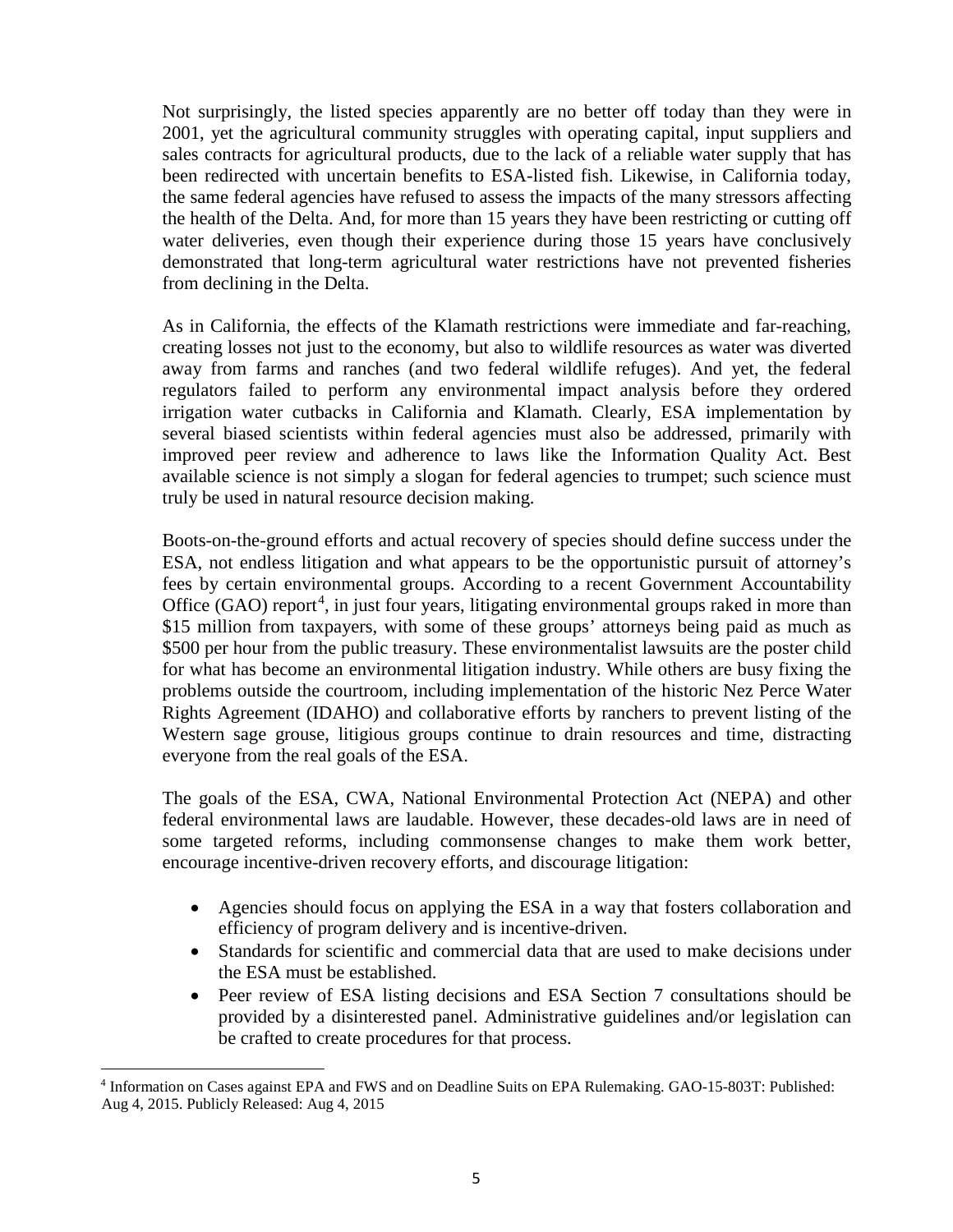Not surprisingly, the listed species apparently are no better off today than they were in 2001, yet the agricultural community struggles with operating capital, input suppliers and sales contracts for agricultural products, due to the lack of a reliable water supply that has been redirected with uncertain benefits to ESA-listed fish. Likewise, in California today, the same federal agencies have refused to assess the impacts of the many stressors affecting the health of the Delta. And, for more than 15 years they have been restricting or cutting off water deliveries, even though their experience during those 15 years have conclusively demonstrated that long-term agricultural water restrictions have not prevented fisheries from declining in the Delta.

As in California, the effects of the Klamath restrictions were immediate and far-reaching, creating losses not just to the economy, but also to wildlife resources as water was diverted away from farms and ranches (and two federal wildlife refuges). And yet, the federal regulators failed to perform any environmental impact analysis before they ordered irrigation water cutbacks in California and Klamath. Clearly, ESA implementation by several biased scientists within federal agencies must also be addressed, primarily with improved peer review and adherence to laws like the Information Quality Act. Best available science is not simply a slogan for federal agencies to trumpet; such science must truly be used in natural resource decision making.

Boots-on-the-ground efforts and actual recovery of species should define success under the ESA, not endless litigation and what appears to be the opportunistic pursuit of attorney's fees by certain environmental groups. According to a recent Government Accountability Office (GAO) report[4], in just four years, litigating environmental groups raked in more than $15 million from taxpayers, with some of these groups' attorneys being paid as much as $500 per hour from the public treasury. These environmentalist lawsuits are the poster child for what has become an environmental litigation industry. While others are busy fixing the problems outside the courtroom, including implementation of the historic Nez Perce Water Rights Agreement (IDAHO) and collaborative efforts by ranchers to prevent listing of the Western sage grouse, litigious groups continue to drain resources and time, distracting everyone from the real goals of the ESA.

The goals of the ESA, CWA, National Environmental Protection Act (NEPA) and other federal environmental laws are laudable. However, these decades-old laws are in need of some targeted reforms, including commonsense changes to make them work better, encourage incentive-driven recovery efforts, and discourage litigation:

- Agencies should focus on applying the ESA in a way that fosters collaboration and efficiency of program delivery and is incentive-driven.
- Standards for scientific and commercial data that are used to make decisions under the ESA must be established.
- Peer review of ESA listing decisions and ESA Section 7 consultations should be provided by a disinterested panel. Administrative guidelines and/or legislation can be crafted to create procedures for that process.

[4] Information on Cases against EPA and FWS and on Deadline Suits on EPA Rulemaking. GAO-15-803T: Published: Aug 4, 2015. Publicly Released: Aug 4, 2015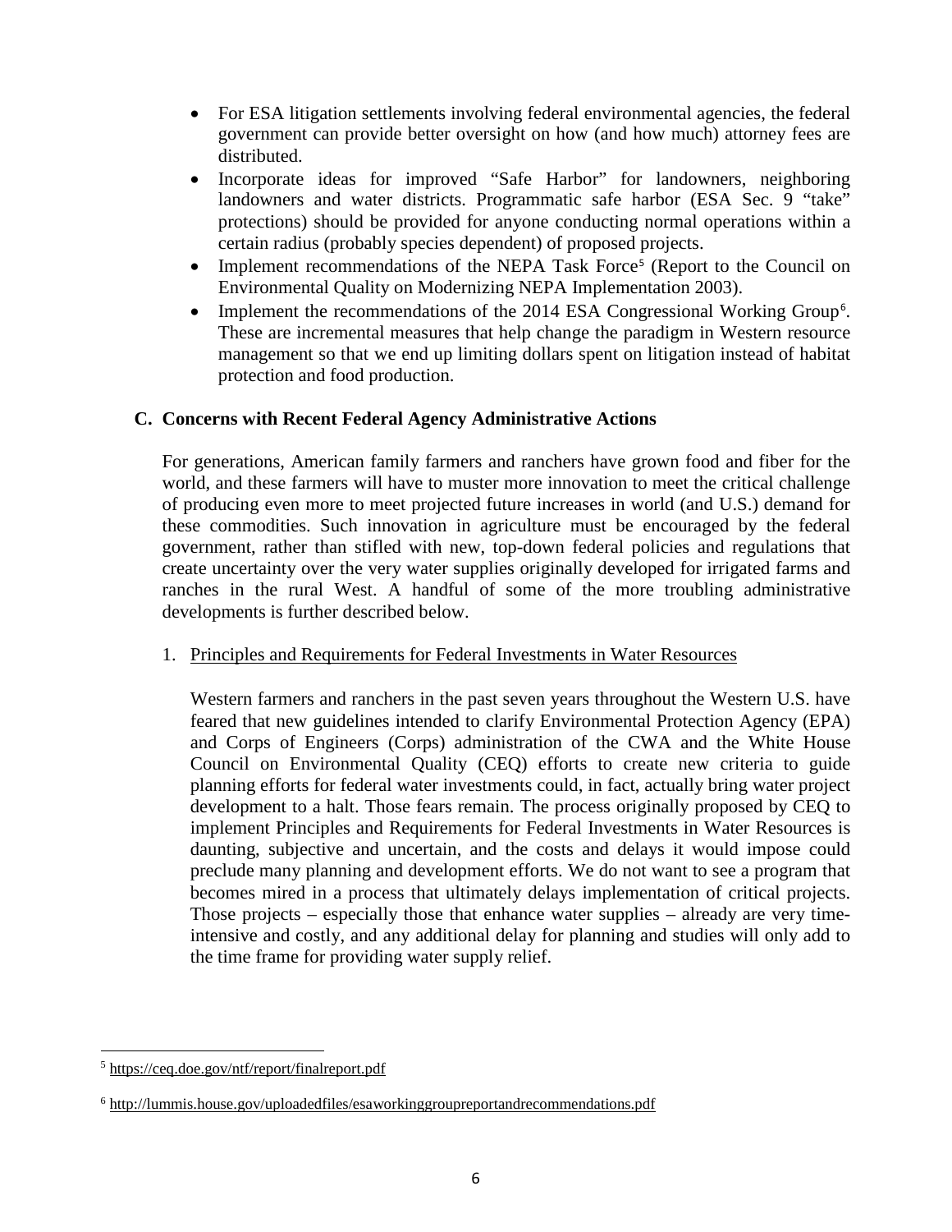- For ESA litigation settlements involving federal environmental agencies, the federal government can provide better oversight on how (and how much) attorney fees are distributed.
- Incorporate ideas for improved "Safe Harbor" for landowners, neighboring landowners and water districts. Programmatic safe harbor (ESA Sec. 9 "take" protections) should be provided for anyone conducting normal operations within a certain radius (probably species dependent) of proposed projects.
- Implement recommendations of the NEPA Task Force[5] (Report to the Council on Environmental Quality on Modernizing NEPA Implementation 2003).
- Implement the recommendations of the 2014 ESA Congressional Working Group[6]. These are incremental measures that help change the paradigm in Western resource management so that we end up limiting dollars spent on litigation instead of habitat protection and food production.

### C. Concerns with Recent Federal Agency Administrative Actions

For generations, American family farmers and ranchers have grown food and fiber for the world, and these farmers will have to muster more innovation to meet the critical challenge of producing even more to meet projected future increases in world (and U.S.) demand for these commodities. Such innovation in agriculture must be encouraged by the federal government, rather than stifled with new, top-down federal policies and regulations that create uncertainty over the very water supplies originally developed for irrigated farms and ranches in the rural West. A handful of some of the more troubling administrative developments is further described below.

1. Principles and Requirements for Federal Investments in Water Resources

Western farmers and ranchers in the past seven years throughout the Western U.S. have feared that new guidelines intended to clarify Environmental Protection Agency (EPA) and Corps of Engineers (Corps) administration of the CWA and the White House Council on Environmental Quality (CEQ) efforts to create new criteria to guide planning efforts for federal water investments could, in fact, actually bring water project development to a halt. Those fears remain. The process originally proposed by CEQ to implement Principles and Requirements for Federal Investments in Water Resources is daunting, subjective and uncertain, and the costs and delays it would impose could preclude many planning and development efforts. We do not want to see a program that becomes mired in a process that ultimately delays implementation of critical projects. Those projects – especially those that enhance water supplies – already are very time-intensive and costly, and any additional delay for planning and studies will only add to the time frame for providing water supply relief.

---

[5] https://ceq.doe.gov/ntf/report/finalreport.pdf

[6] http://lummis.house.gov/uploadedfiles/esaworkinggroupreportandrecommendations.pdf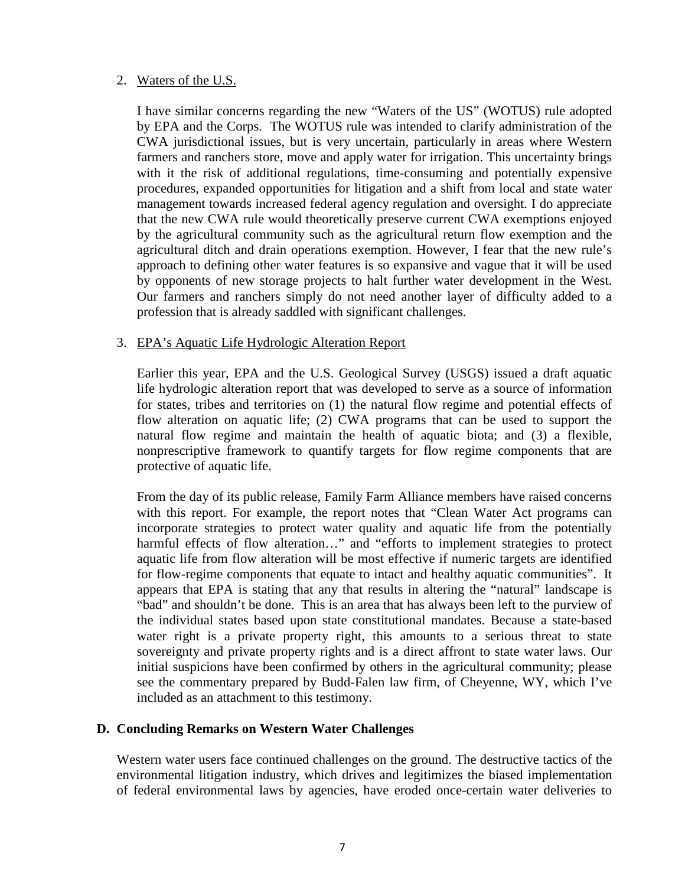2. Waters of the U.S.

   I have similar concerns regarding the new "Waters of the US" (WOTUS) rule adopted by EPA and the Corps. The WOTUS rule was intended to clarify administration of the CWA jurisdictional issues, but is very uncertain, particularly in areas where Western farmers and ranchers store, move and apply water for irrigation. This uncertainty brings with it the risk of additional regulations, time-consuming and potentially expensive procedures, expanded opportunities for litigation and a shift from local and state water management towards increased federal agency regulation and oversight. I do appreciate that the new CWA rule would theoretically preserve current CWA exemptions enjoyed by the agricultural community such as the agricultural return flow exemption and the agricultural ditch and drain operations exemption. However, I fear that the new rule's approach to defining other water features is so expansive and vague that it will be used by opponents of new storage projects to halt further water development in the West. Our farmers and ranchers simply do not need another layer of difficulty added to a profession that is already saddled with significant challenges.

3. EPA's Aquatic Life Hydrologic Alteration Report

   Earlier this year, EPA and the U.S. Geological Survey (USGS) issued a draft aquatic life hydrologic alteration report that was developed to serve as a source of information for states, tribes and territories on (1) the natural flow regime and potential effects of flow alteration on aquatic life; (2) CWA programs that can be used to support the natural flow regime and maintain the health of aquatic biota; and (3) a flexible, nonprescriptive framework to quantify targets for flow regime components that are protective of aquatic life.

   From the day of its public release, Family Farm Alliance members have raised concerns with this report. For example, the report notes that "Clean Water Act programs can incorporate strategies to protect water quality and aquatic life from the potentially harmful effects of flow alteration…" and "efforts to implement strategies to protect aquatic life from flow alteration will be most effective if numeric targets are identified for flow-regime components that equate to intact and healthy aquatic communities". It appears that EPA is stating that any that results in altering the "natural" landscape is "bad" and shouldn't be done. This is an area that has always been left to the purview of the individual states based upon state constitutional mandates. Because a state-based water right is a private property right, this amounts to a serious threat to state sovereignty and private property rights and is a direct affront to state water laws. Our initial suspicions have been confirmed by others in the agricultural community; please see the commentary prepared by Budd-Falen law firm, of Cheyenne, WY, which I've included as an attachment to this testimony.

### D. Concluding Remarks on Western Water Challenges

Western water users face continued challenges on the ground. The destructive tactics of the environmental litigation industry, which drives and legitimizes the biased implementation of federal environmental laws by agencies, have eroded once-certain water deliveries to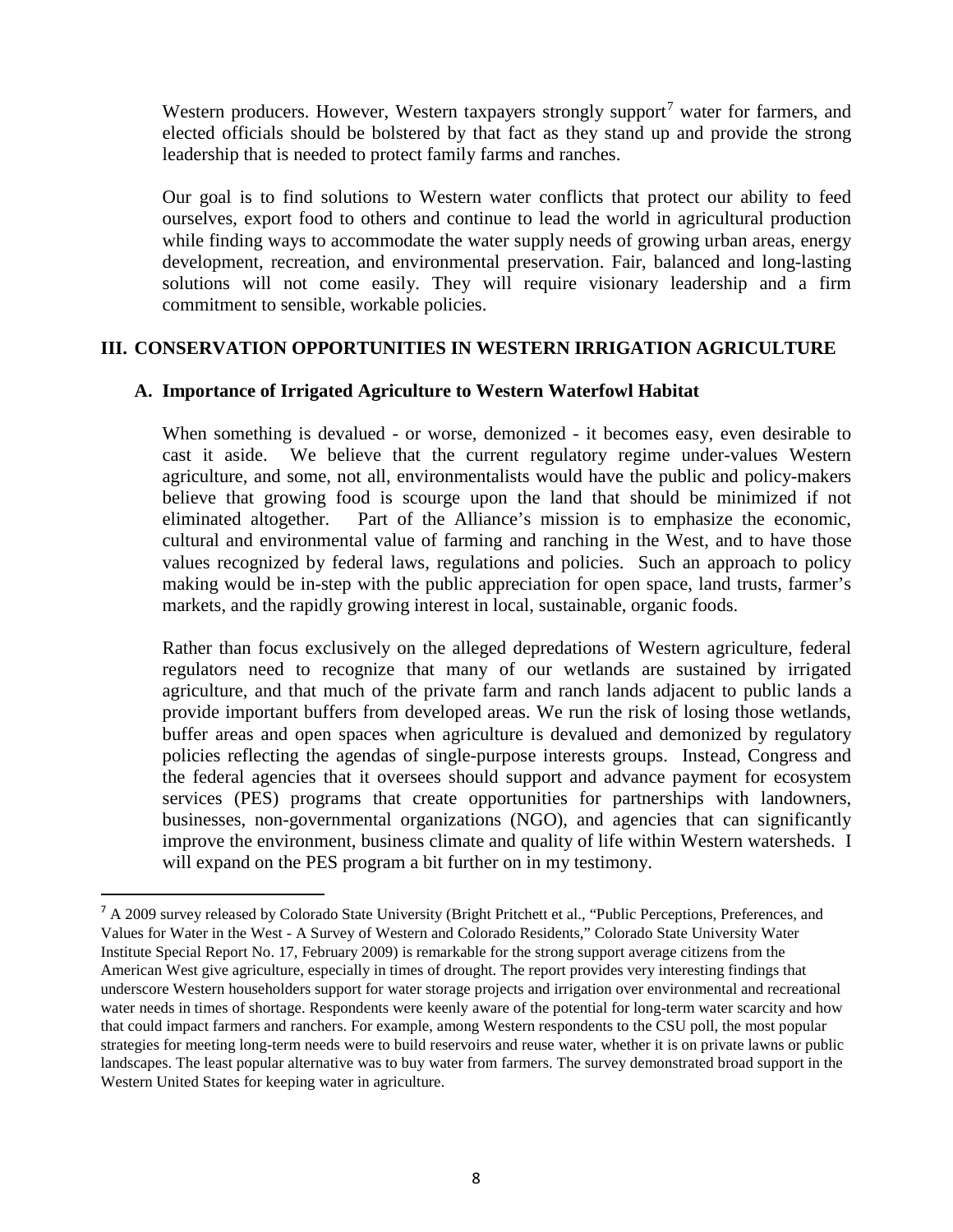Western producers. However, Western taxpayers strongly support[7] water for farmers, and elected officials should be bolstered by that fact as they stand up and provide the strong leadership that is needed to protect family farms and ranches.

Our goal is to find solutions to Western water conflicts that protect our ability to feed ourselves, export food to others and continue to lead the world in agricultural production while finding ways to accommodate the water supply needs of growing urban areas, energy development, recreation, and environmental preservation. Fair, balanced and long-lasting solutions will not come easily. They will require visionary leadership and a firm commitment to sensible, workable policies.

## III. CONSERVATION OPPORTUNITIES IN WESTERN IRRIGATION AGRICULTURE

### A. Importance of Irrigated Agriculture to Western Waterfowl Habitat

When something is devalued - or worse, demonized - it becomes easy, even desirable to cast it aside. We believe that the current regulatory regime under-values Western agriculture, and some, not all, environmentalists would have the public and policy-makers believe that growing food is scourge upon the land that should be minimized if not eliminated altogether. Part of the Alliance's mission is to emphasize the economic, cultural and environmental value of farming and ranching in the West, and to have those values recognized by federal laws, regulations and policies. Such an approach to policy making would be in-step with the public appreciation for open space, land trusts, farmer's markets, and the rapidly growing interest in local, sustainable, organic foods.

Rather than focus exclusively on the alleged depredations of Western agriculture, federal regulators need to recognize that many of our wetlands are sustained by irrigated agriculture, and that much of the private farm and ranch lands adjacent to public lands a provide important buffers from developed areas. We run the risk of losing those wetlands, buffer areas and open spaces when agriculture is devalued and demonized by regulatory policies reflecting the agendas of single-purpose interests groups. Instead, Congress and the federal agencies that it oversees should support and advance payment for ecosystem services (PES) programs that create opportunities for partnerships with landowners, businesses, non-governmental organizations (NGO), and agencies that can significantly improve the environment, business climate and quality of life within Western watersheds. I will expand on the PES program a bit further on in my testimony.

---

[7] A 2009 survey released by Colorado State University (Bright Pritchett et al., "Public Perceptions, Preferences, and Values for Water in the West - A Survey of Western and Colorado Residents," Colorado State University Water Institute Special Report No. 17, February 2009) is remarkable for the strong support average citizens from the American West give agriculture, especially in times of drought. The report provides very interesting findings that underscore Western householders support for water storage projects and irrigation over environmental and recreational water needs in times of shortage. Respondents were keenly aware of the potential for long-term water scarcity and how that could impact farmers and ranchers. For example, among Western respondents to the CSU poll, the most popular strategies for meeting long-term needs were to build reservoirs and reuse water, whether it is on private lawns or public landscapes. The least popular alternative was to buy water from farmers. The survey demonstrated broad support in the Western United States for keeping water in agriculture.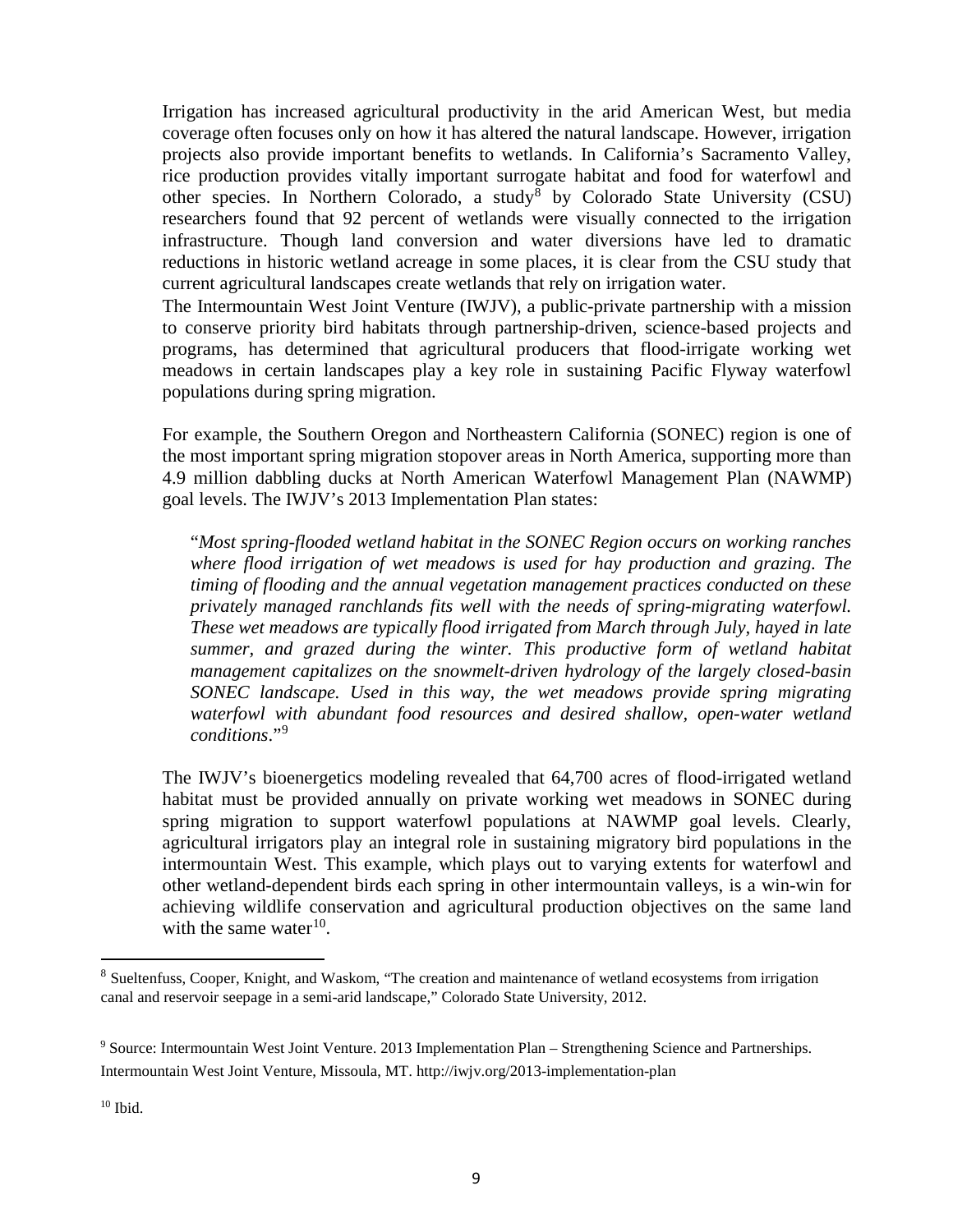Irrigation has increased agricultural productivity in the arid American West, but media coverage often focuses only on how it has altered the natural landscape. However, irrigation projects also provide important benefits to wetlands. In California's Sacramento Valley, rice production provides vitally important surrogate habitat and food for waterfowl and other species. In Northern Colorado, a study[8] by Colorado State University (CSU) researchers found that 92 percent of wetlands were visually connected to the irrigation infrastructure. Though land conversion and water diversions have led to dramatic reductions in historic wetland acreage in some places, it is clear from the CSU study that current agricultural landscapes create wetlands that rely on irrigation water.

The Intermountain West Joint Venture (IWJV), a public-private partnership with a mission to conserve priority bird habitats through partnership-driven, science-based projects and programs, has determined that agricultural producers that flood-irrigate working wet meadows in certain landscapes play a key role in sustaining Pacific Flyway waterfowl populations during spring migration.

For example, the Southern Oregon and Northeastern California (SONEC) region is one of the most important spring migration stopover areas in North America, supporting more than 4.9 million dabbling ducks at North American Waterfowl Management Plan (NAWMP) goal levels. The IWJV's 2013 Implementation Plan states:

> "*Most spring-flooded wetland habitat in the SONEC Region occurs on working ranches where flood irrigation of wet meadows is used for hay production and grazing. The timing of flooding and the annual vegetation management practices conducted on these privately managed ranchlands fits well with the needs of spring-migrating waterfowl. These wet meadows are typically flood irrigated from March through July, hayed in late summer, and grazed during the winter. This productive form of wetland habitat management capitalizes on the snowmelt-driven hydrology of the largely closed-basin SONEC landscape. Used in this way, the wet meadows provide spring migrating waterfowl with abundant food resources and desired shallow, open-water wetland conditions*."[9]

The IWJV's bioenergetics modeling revealed that 64,700 acres of flood-irrigated wetland habitat must be provided annually on private working wet meadows in SONEC during spring migration to support waterfowl populations at NAWMP goal levels. Clearly, agricultural irrigators play an integral role in sustaining migratory bird populations in the intermountain West. This example, which plays out to varying extents for waterfowl and other wetland-dependent birds each spring in other intermountain valleys, is a win-win for achieving wildlife conservation and agricultural production objectives on the same land with the same water[10].

---

[8] Sueltenfuss, Cooper, Knight, and Waskom, "The creation and maintenance of wetland ecosystems from irrigation canal and reservoir seepage in a semi-arid landscape," Colorado State University, 2012.

[9] Source: Intermountain West Joint Venture. 2013 Implementation Plan – Strengthening Science and Partnerships. Intermountain West Joint Venture, Missoula, MT. http://iwjv.org/2013-implementation-plan

[10] Ibid.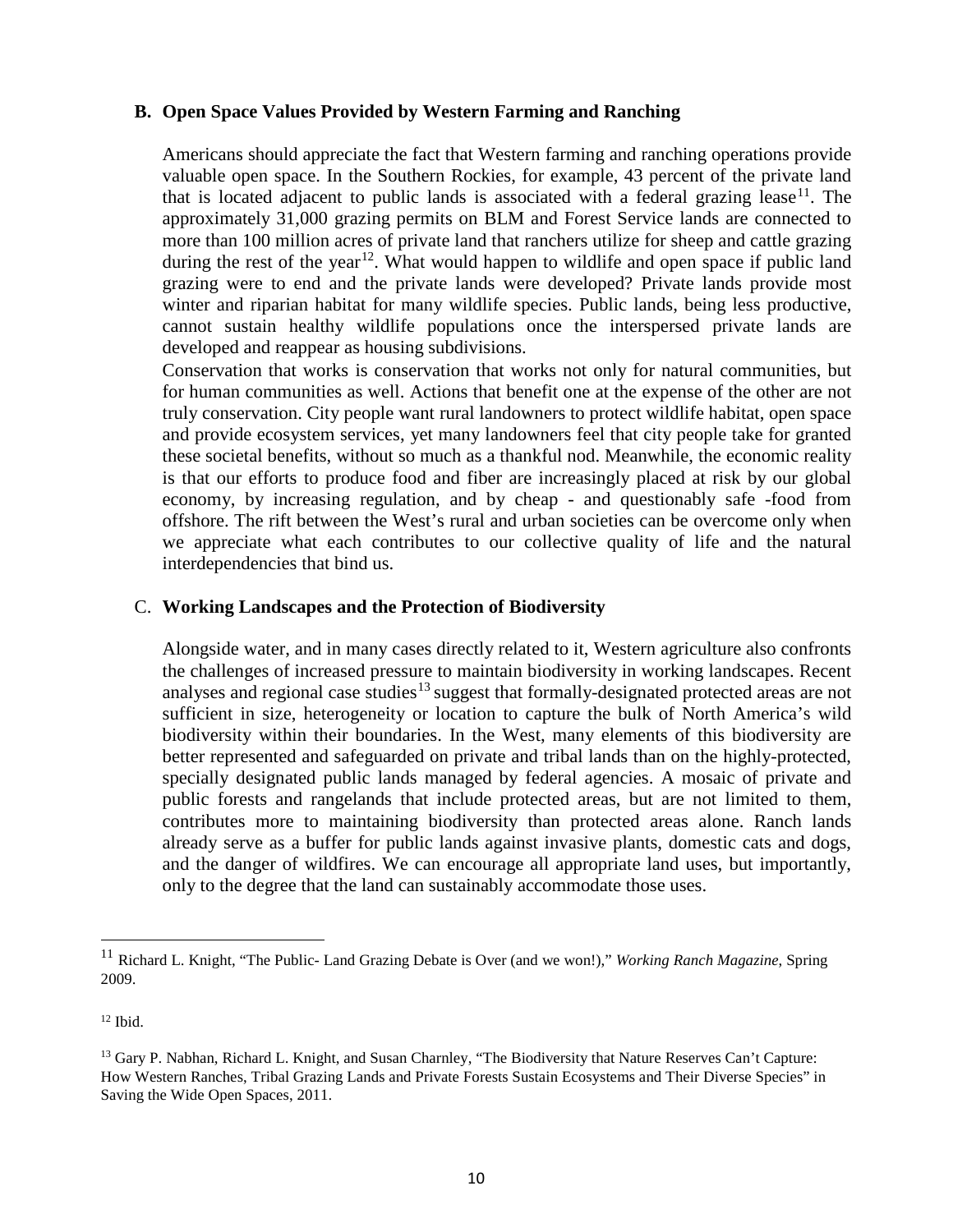### B. Open Space Values Provided by Western Farming and Ranching

Americans should appreciate the fact that Western farming and ranching operations provide valuable open space. In the Southern Rockies, for example, 43 percent of the private land that is located adjacent to public lands is associated with a federal grazing lease[11]. The approximately 31,000 grazing permits on BLM and Forest Service lands are connected to more than 100 million acres of private land that ranchers utilize for sheep and cattle grazing during the rest of the year[12]. What would happen to wildlife and open space if public land grazing were to end and the private lands were developed? Private lands provide most winter and riparian habitat for many wildlife species. Public lands, being less productive, cannot sustain healthy wildlife populations once the interspersed private lands are developed and reappear as housing subdivisions.

Conservation that works is conservation that works not only for natural communities, but for human communities as well. Actions that benefit one at the expense of the other are not truly conservation. City people want rural landowners to protect wildlife habitat, open space and provide ecosystem services, yet many landowners feel that city people take for granted these societal benefits, without so much as a thankful nod. Meanwhile, the economic reality is that our efforts to produce food and fiber are increasingly placed at risk by our global economy, by increasing regulation, and by cheap - and questionably safe -food from offshore. The rift between the West's rural and urban societies can be overcome only when we appreciate what each contributes to our collective quality of life and the natural interdependencies that bind us.

### C. Working Landscapes and the Protection of Biodiversity

Alongside water, and in many cases directly related to it, Western agriculture also confronts the challenges of increased pressure to maintain biodiversity in working landscapes. Recent analyses and regional case studies[13] suggest that formally-designated protected areas are not sufficient in size, heterogeneity or location to capture the bulk of North America's wild biodiversity within their boundaries. In the West, many elements of this biodiversity are better represented and safeguarded on private and tribal lands than on the highly-protected, specially designated public lands managed by federal agencies. A mosaic of private and public forests and rangelands that include protected areas, but are not limited to them, contributes more to maintaining biodiversity than protected areas alone. Ranch lands already serve as a buffer for public lands against invasive plants, domestic cats and dogs, and the danger of wildfires. We can encourage all appropriate land uses, but importantly, only to the degree that the land can sustainably accommodate those uses.

---

[11] Richard L. Knight, "The Public- Land Grazing Debate is Over (and we won!)," *Working Ranch Magazine*, Spring 2009.

[12] Ibid.

[13] Gary P. Nabhan, Richard L. Knight, and Susan Charnley, "The Biodiversity that Nature Reserves Can't Capture: How Western Ranches, Tribal Grazing Lands and Private Forests Sustain Ecosystems and Their Diverse Species" in Saving the Wide Open Spaces, 2011.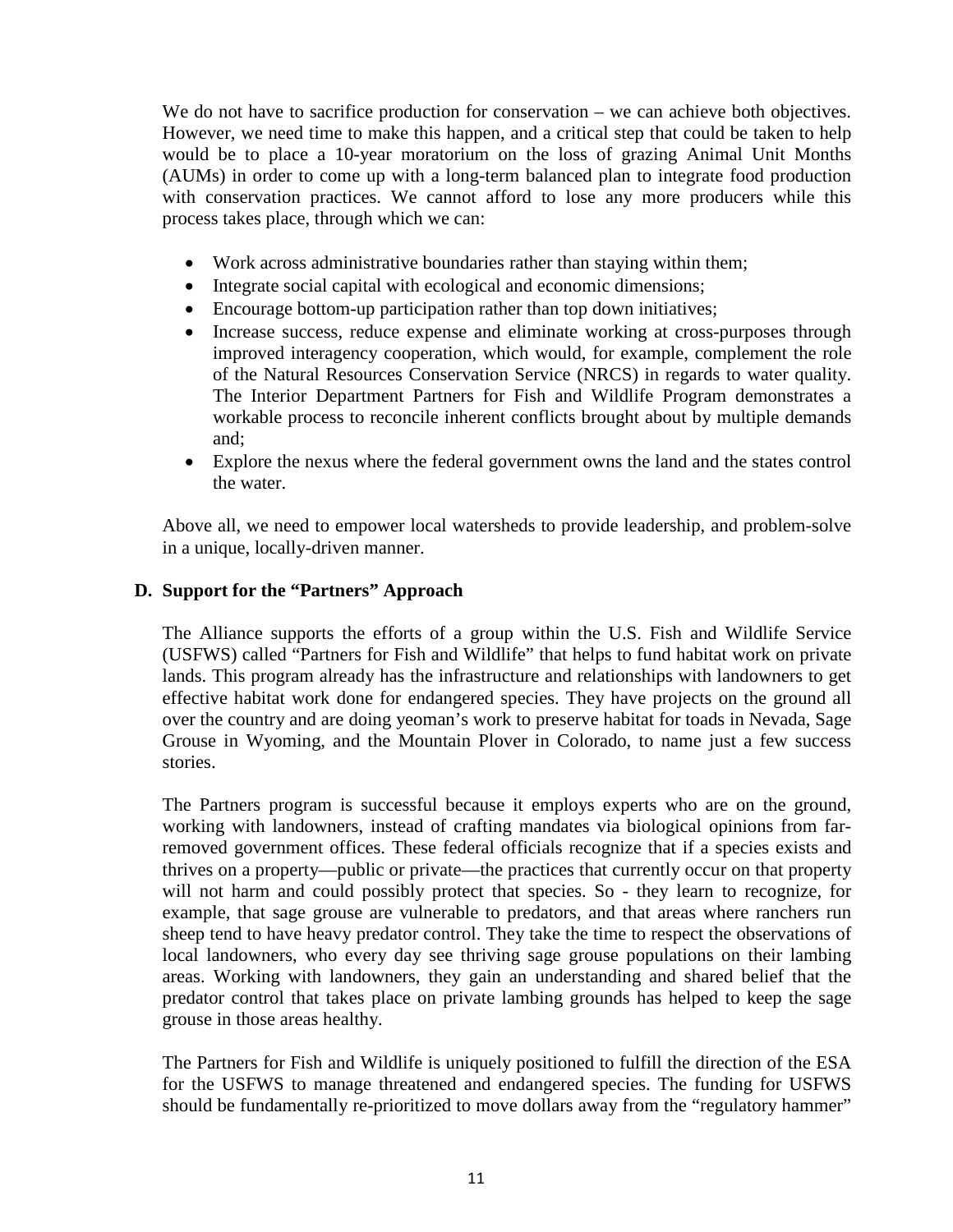We do not have to sacrifice production for conservation – we can achieve both objectives. However, we need time to make this happen, and a critical step that could be taken to help would be to place a 10-year moratorium on the loss of grazing Animal Unit Months (AUMs) in order to come up with a long-term balanced plan to integrate food production with conservation practices. We cannot afford to lose any more producers while this process takes place, through which we can:

- Work across administrative boundaries rather than staying within them;
- Integrate social capital with ecological and economic dimensions;
- Encourage bottom-up participation rather than top down initiatives;
- Increase success, reduce expense and eliminate working at cross-purposes through improved interagency cooperation, which would, for example, complement the role of the Natural Resources Conservation Service (NRCS) in regards to water quality. The Interior Department Partners for Fish and Wildlife Program demonstrates a workable process to reconcile inherent conflicts brought about by multiple demands and;
- Explore the nexus where the federal government owns the land and the states control the water.

Above all, we need to empower local watersheds to provide leadership, and problem-solve in a unique, locally-driven manner.

### D. Support for the "Partners" Approach

The Alliance supports the efforts of a group within the U.S. Fish and Wildlife Service (USFWS) called "Partners for Fish and Wildlife" that helps to fund habitat work on private lands. This program already has the infrastructure and relationships with landowners to get effective habitat work done for endangered species. They have projects on the ground all over the country and are doing yeoman's work to preserve habitat for toads in Nevada, Sage Grouse in Wyoming, and the Mountain Plover in Colorado, to name just a few success stories.

The Partners program is successful because it employs experts who are on the ground, working with landowners, instead of crafting mandates via biological opinions from far-removed government offices. These federal officials recognize that if a species exists and thrives on a property—public or private—the practices that currently occur on that property will not harm and could possibly protect that species. So - they learn to recognize, for example, that sage grouse are vulnerable to predators, and that areas where ranchers run sheep tend to have heavy predator control. They take the time to respect the observations of local landowners, who every day see thriving sage grouse populations on their lambing areas. Working with landowners, they gain an understanding and shared belief that the predator control that takes place on private lambing grounds has helped to keep the sage grouse in those areas healthy.

The Partners for Fish and Wildlife is uniquely positioned to fulfill the direction of the ESA for the USFWS to manage threatened and endangered species. The funding for USFWS should be fundamentally re-prioritized to move dollars away from the "regulatory hammer"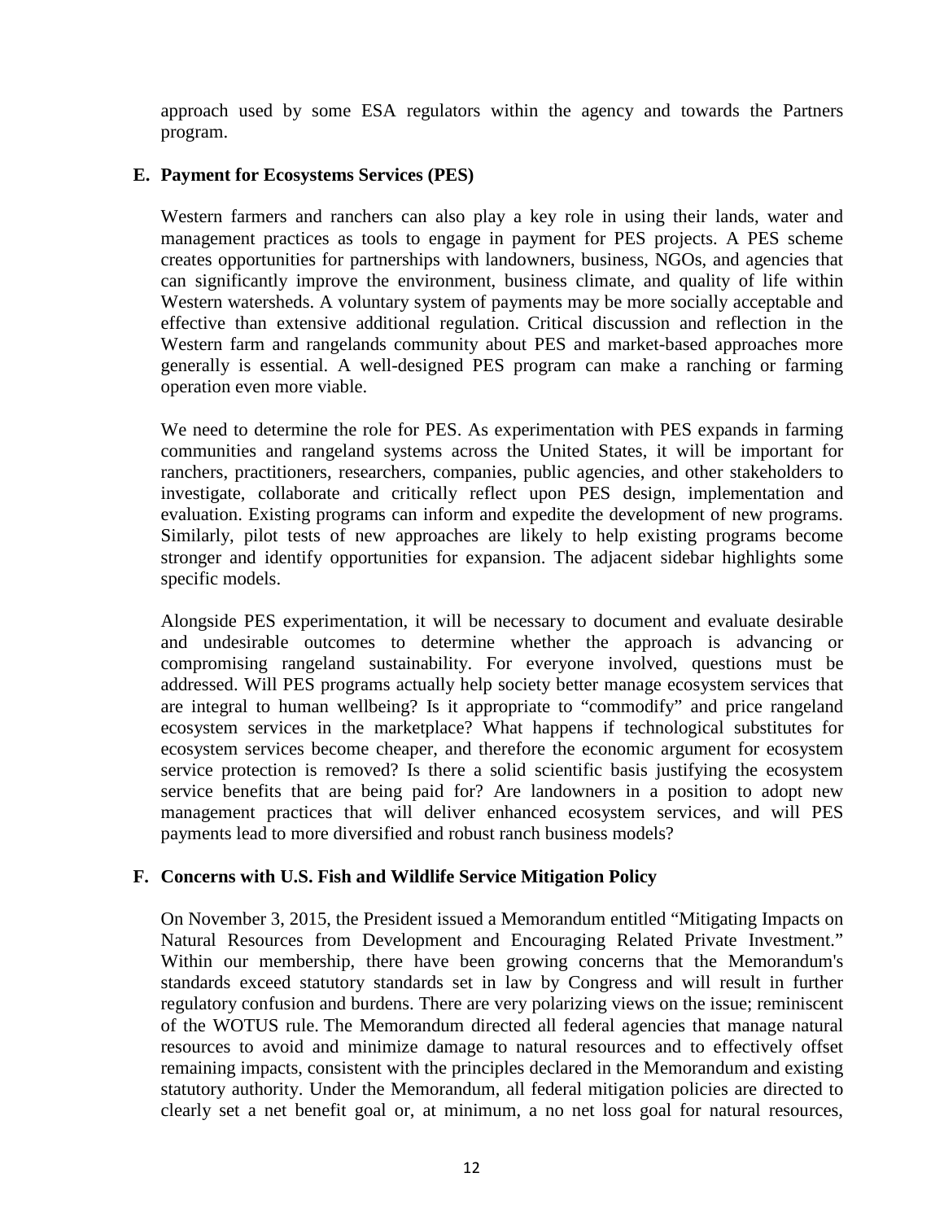approach used by some ESA regulators within the agency and towards the Partners program.

### E. Payment for Ecosystems Services (PES)

Western farmers and ranchers can also play a key role in using their lands, water and management practices as tools to engage in payment for PES projects. A PES scheme creates opportunities for partnerships with landowners, business, NGOs, and agencies that can significantly improve the environment, business climate, and quality of life within Western watersheds. A voluntary system of payments may be more socially acceptable and effective than extensive additional regulation. Critical discussion and reflection in the Western farm and rangelands community about PES and market-based approaches more generally is essential. A well-designed PES program can make a ranching or farming operation even more viable.

We need to determine the role for PES. As experimentation with PES expands in farming communities and rangeland systems across the United States, it will be important for ranchers, practitioners, researchers, companies, public agencies, and other stakeholders to investigate, collaborate and critically reflect upon PES design, implementation and evaluation. Existing programs can inform and expedite the development of new programs. Similarly, pilot tests of new approaches are likely to help existing programs become stronger and identify opportunities for expansion. The adjacent sidebar highlights some specific models.

Alongside PES experimentation, it will be necessary to document and evaluate desirable and undesirable outcomes to determine whether the approach is advancing or compromising rangeland sustainability. For everyone involved, questions must be addressed. Will PES programs actually help society better manage ecosystem services that are integral to human wellbeing? Is it appropriate to "commodify" and price rangeland ecosystem services in the marketplace? What happens if technological substitutes for ecosystem services become cheaper, and therefore the economic argument for ecosystem service protection is removed? Is there a solid scientific basis justifying the ecosystem service benefits that are being paid for? Are landowners in a position to adopt new management practices that will deliver enhanced ecosystem services, and will PES payments lead to more diversified and robust ranch business models?

### F. Concerns with U.S. Fish and Wildlife Service Mitigation Policy

On November 3, 2015, the President issued a Memorandum entitled "Mitigating Impacts on Natural Resources from Development and Encouraging Related Private Investment." Within our membership, there have been growing concerns that the Memorandum's standards exceed statutory standards set in law by Congress and will result in further regulatory confusion and burdens. There are very polarizing views on the issue; reminiscent of the WOTUS rule. The Memorandum directed all federal agencies that manage natural resources to avoid and minimize damage to natural resources and to effectively offset remaining impacts, consistent with the principles declared in the Memorandum and existing statutory authority. Under the Memorandum, all federal mitigation policies are directed to clearly set a net benefit goal or, at minimum, a no net loss goal for natural resources,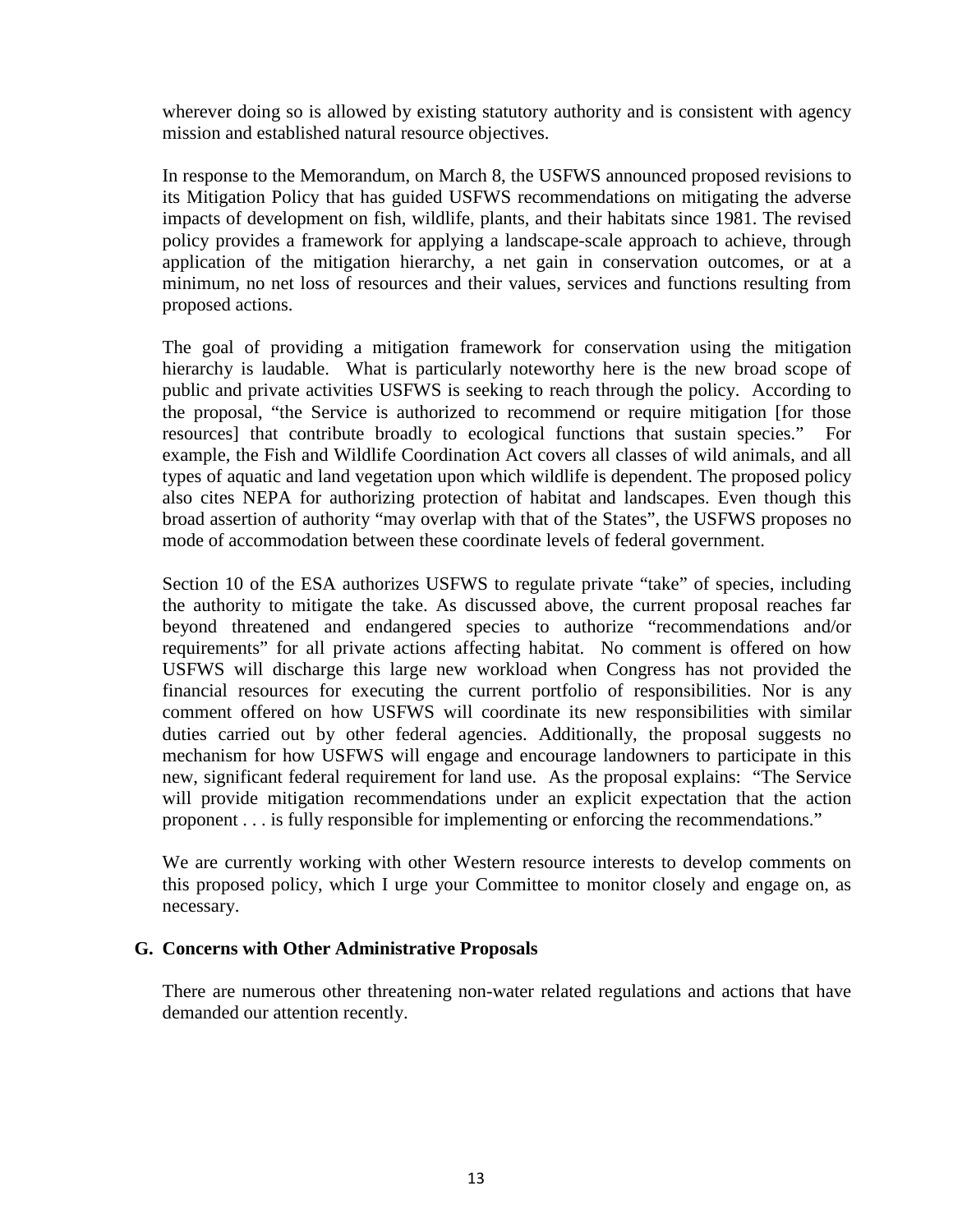wherever doing so is allowed by existing statutory authority and is consistent with agency mission and established natural resource objectives.

In response to the Memorandum, on March 8, the USFWS announced proposed revisions to its Mitigation Policy that has guided USFWS recommendations on mitigating the adverse impacts of development on fish, wildlife, plants, and their habitats since 1981. The revised policy provides a framework for applying a landscape-scale approach to achieve, through application of the mitigation hierarchy, a net gain in conservation outcomes, or at a minimum, no net loss of resources and their values, services and functions resulting from proposed actions.

The goal of providing a mitigation framework for conservation using the mitigation hierarchy is laudable. What is particularly noteworthy here is the new broad scope of public and private activities USFWS is seeking to reach through the policy. According to the proposal, "the Service is authorized to recommend or require mitigation [for those resources] that contribute broadly to ecological functions that sustain species." For example, the Fish and Wildlife Coordination Act covers all classes of wild animals, and all types of aquatic and land vegetation upon which wildlife is dependent. The proposed policy also cites NEPA for authorizing protection of habitat and landscapes. Even though this broad assertion of authority "may overlap with that of the States", the USFWS proposes no mode of accommodation between these coordinate levels of federal government.

Section 10 of the ESA authorizes USFWS to regulate private "take" of species, including the authority to mitigate the take. As discussed above, the current proposal reaches far beyond threatened and endangered species to authorize "recommendations and/or requirements" for all private actions affecting habitat. No comment is offered on how USFWS will discharge this large new workload when Congress has not provided the financial resources for executing the current portfolio of responsibilities. Nor is any comment offered on how USFWS will coordinate its new responsibilities with similar duties carried out by other federal agencies. Additionally, the proposal suggests no mechanism for how USFWS will engage and encourage landowners to participate in this new, significant federal requirement for land use. As the proposal explains: "The Service will provide mitigation recommendations under an explicit expectation that the action proponent . . . is fully responsible for implementing or enforcing the recommendations."

We are currently working with other Western resource interests to develop comments on this proposed policy, which I urge your Committee to monitor closely and engage on, as necessary.

### G. Concerns with Other Administrative Proposals

There are numerous other threatening non-water related regulations and actions that have demanded our attention recently.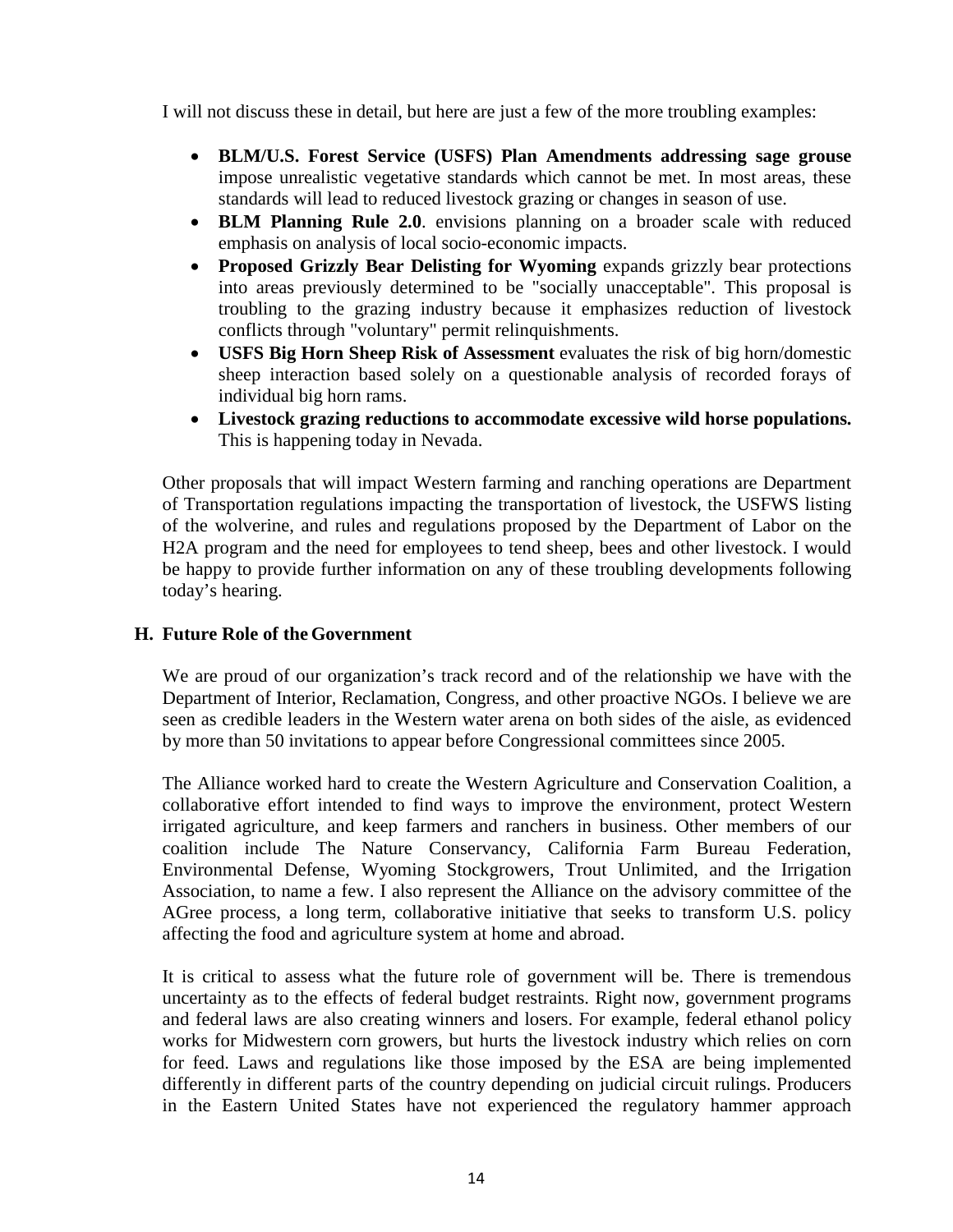I will not discuss these in detail, but here are just a few of the more troubling examples:

- **BLM/U.S. Forest Service (USFS) Plan Amendments addressing sage grouse** impose unrealistic vegetative standards which cannot be met. In most areas, these standards will lead to reduced livestock grazing or changes in season of use.
- **BLM Planning Rule 2.0**. envisions planning on a broader scale with reduced emphasis on analysis of local socio-economic impacts.
- **Proposed Grizzly Bear Delisting for Wyoming** expands grizzly bear protections into areas previously determined to be "socially unacceptable". This proposal is troubling to the grazing industry because it emphasizes reduction of livestock conflicts through "voluntary" permit relinquishments.
- **USFS Big Horn Sheep Risk of Assessment** evaluates the risk of big horn/domestic sheep interaction based solely on a questionable analysis of recorded forays of individual big horn rams.
- **Livestock grazing reductions to accommodate excessive wild horse populations.** This is happening today in Nevada.

Other proposals that will impact Western farming and ranching operations are Department of Transportation regulations impacting the transportation of livestock, the USFWS listing of the wolverine, and rules and regulations proposed by the Department of Labor on the H2A program and the need for employees to tend sheep, bees and other livestock. I would be happy to provide further information on any of these troubling developments following today's hearing.

### H. Future Role of the Government

We are proud of our organization's track record and of the relationship we have with the Department of Interior, Reclamation, Congress, and other proactive NGOs. I believe we are seen as credible leaders in the Western water arena on both sides of the aisle, as evidenced by more than 50 invitations to appear before Congressional committees since 2005.

The Alliance worked hard to create the Western Agriculture and Conservation Coalition, a collaborative effort intended to find ways to improve the environment, protect Western irrigated agriculture, and keep farmers and ranchers in business. Other members of our coalition include The Nature Conservancy, California Farm Bureau Federation, Environmental Defense, Wyoming Stockgrowers, Trout Unlimited, and the Irrigation Association, to name a few. I also represent the Alliance on the advisory committee of the AGree process, a long term, collaborative initiative that seeks to transform U.S. policy affecting the food and agriculture system at home and abroad.

It is critical to assess what the future role of government will be. There is tremendous uncertainty as to the effects of federal budget restraints. Right now, government programs and federal laws are also creating winners and losers. For example, federal ethanol policy works for Midwestern corn growers, but hurts the livestock industry which relies on corn for feed. Laws and regulations like those imposed by the ESA are being implemented differently in different parts of the country depending on judicial circuit rulings. Producers in the Eastern United States have not experienced the regulatory hammer approach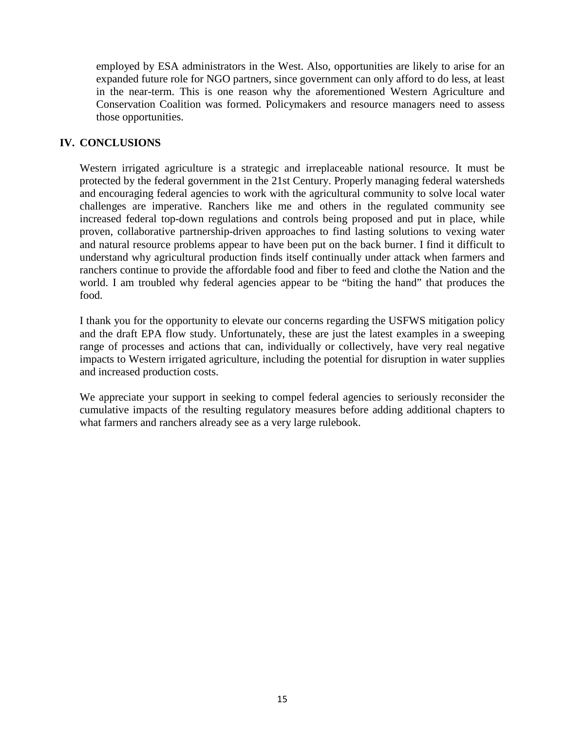employed by ESA administrators in the West. Also, opportunities are likely to arise for an expanded future role for NGO partners, since government can only afford to do less, at least in the near-term. This is one reason why the aforementioned Western Agriculture and Conservation Coalition was formed. Policymakers and resource managers need to assess those opportunities.

## IV. CONCLUSIONS

Western irrigated agriculture is a strategic and irreplaceable national resource. It must be protected by the federal government in the 21st Century. Properly managing federal watersheds and encouraging federal agencies to work with the agricultural community to solve local water challenges are imperative. Ranchers like me and others in the regulated community see increased federal top-down regulations and controls being proposed and put in place, while proven, collaborative partnership-driven approaches to find lasting solutions to vexing water and natural resource problems appear to have been put on the back burner. I find it difficult to understand why agricultural production finds itself continually under attack when farmers and ranchers continue to provide the affordable food and fiber to feed and clothe the Nation and the world. I am troubled why federal agencies appear to be "biting the hand" that produces the food.

I thank you for the opportunity to elevate our concerns regarding the USFWS mitigation policy and the draft EPA flow study. Unfortunately, these are just the latest examples in a sweeping range of processes and actions that can, individually or collectively, have very real negative impacts to Western irrigated agriculture, including the potential for disruption in water supplies and increased production costs.

We appreciate your support in seeking to compel federal agencies to seriously reconsider the cumulative impacts of the resulting regulatory measures before adding additional chapters to what farmers and ranchers already see as a very large rulebook.